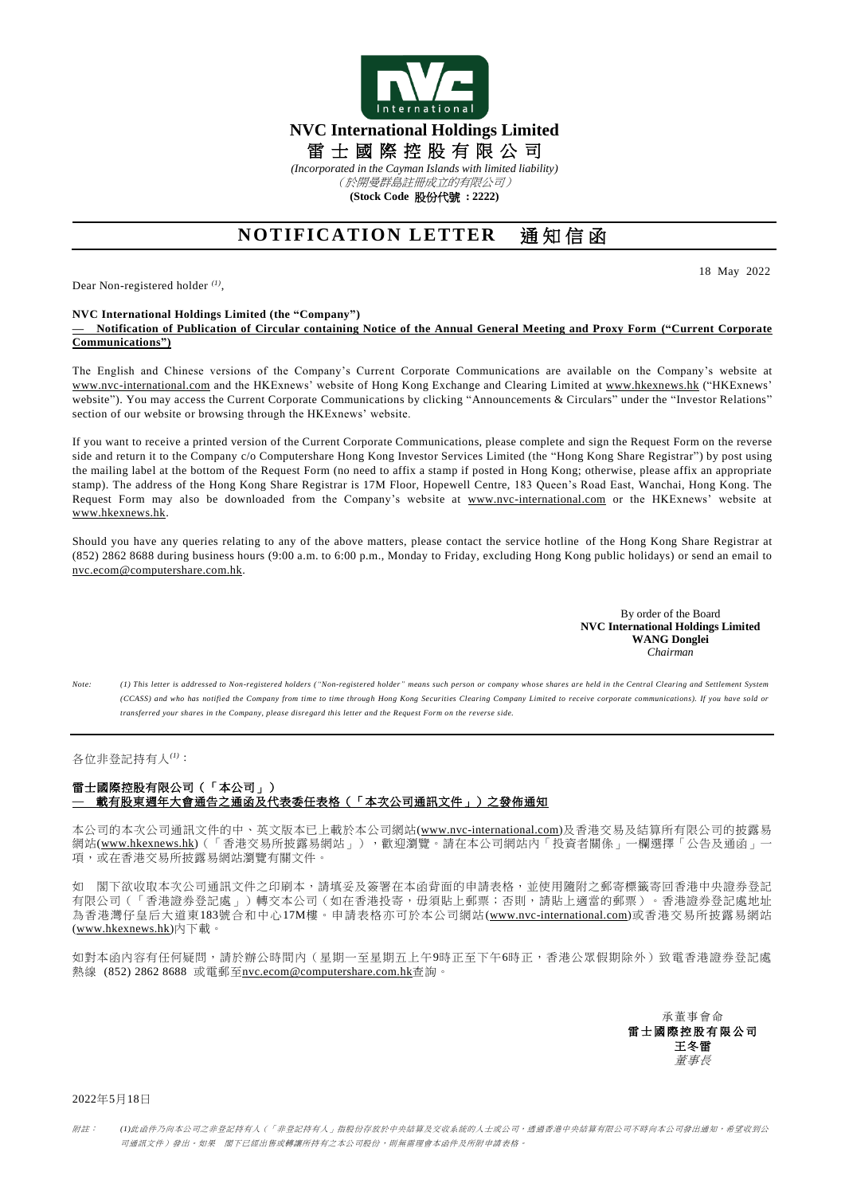**NVC International Holdings Limited**

**雷士國際控股有限公司**

*(Incorporated in the Cayman Islands with limited liability)*

*(於開曼群島註冊成立的有限公司)*

**(Stock Code 股份代號：2222)**

# NOTIFICATION LETTER 通知信函

18 May 2022

Dear Non-registered holder [(1)],

**NVC International Holdings Limited (the "Company")**

**— Notification of Publication of Circular containing Notice of the Annual General Meeting and Proxy Form ("Current Corporate Communications")**

The English and Chinese versions of the Company's Current Corporate Communications are available on the Company's website at www.nvc-international.com and the HKExnews' website of Hong Kong Exchange and Clearing Limited at www.hkexnews.hk ("HKExnews' website"). You may access the Current Corporate Communications by clicking "Announcements & Circulars" under the "Investor Relations" section of our website or browsing through the HKExnews' website.

If you want to receive a printed version of the Current Corporate Communications, please complete and sign the Request Form on the reverse side and return it to the Company c/o Computershare Hong Kong Investor Services Limited (the "Hong Kong Share Registrar") by post using the mailing label at the bottom of the Request Form (no need to affix a stamp if posted in Hong Kong; otherwise, please affix an appropriate stamp). The address of the Hong Kong Share Registrar is 17M Floor, Hopewell Centre, 183 Queen's Road East, Wanchai, Hong Kong. The Request Form may also be downloaded from the Company's website at www.nvc-international.com or the HKExnews' website at www.hkexnews.hk.

Should you have any queries relating to any of the above matters, please contact the service hotline of the Hong Kong Share Registrar at (852) 2862 8688 during business hours (9:00 a.m. to 6:00 p.m., Monday to Friday, excluding Hong Kong public holidays) or send an email to nvc.ecom@computershare.com.hk.

By order of the Board
**NVC International Holdings Limited**
**WANG Donglei**
*Chairman*

*Note: (1) This letter is addressed to Non-registered holders ("Non-registered holder" means such person or company whose shares are held in the Central Clearing and Settlement System (CCASS) and who has notified the Company from time to time through Hong Kong Securities Clearing Company Limited to receive corporate communications). If you have sold or transferred your shares in the Company, please disregard this letter and the Request Form on the reverse side.*

---

各位非登記持有人[(1)]：

**雷士國際控股有限公司（「本公司」）**

**— 載有股東週年大會通告之通函及代表委任表格（「本次公司通訊文件」）之發佈通知**

本公司的本次公司通訊文件的中、英文版本已上載於本公司網站(www.nvc-international.com)及香港交易及結算所有限公司的披露易網站(www.hkexnews.hk)（「香港交易所披露易網站」），歡迎瀏覽。請在本公司網站內「投資者關係」一欄選擇「公告及通函」一項，或在香港交易所披露易網站瀏覽有關文件。

如 閣下欲收取本次公司通訊文件之印刷本，請填妥及簽署在本函背面的申請表格，並使用隨附之郵寄標籤寄回香港中央證券登記有限公司（「香港證券登記處」）轉交本公司（如在香港投寄，毋須貼上郵票；否則，請貼上適當的郵票）。香港證券登記處地址為香港灣仔皇后大道東183號合和中心17M樓。申請表格亦可於本公司網站(www.nvc-international.com)或香港交易所披露易網站(www.hkexnews.hk)內下載。

如對本函內容有任何疑問，請於辦公時間內（星期一至星期五上午9時正至下午6時正，香港公眾假期除外）致電香港證券登記處熱線 (852) 2862 8688 或電郵至nvc.ecom@computershare.com.hk查詢。

承董事會命
**雷士國際控股有限公司**
**王冬雷**
*董事長*

2022年5月18日

*附註： (1)此函件乃向本公司之非登記持有人（「非登記持有人」指股份存放於中央結算及交收系統的人士或公司，透過香港中央結算有限公司不時向本公司發出通知，希望收到公司通訊文件）發出。如果 閣下已經出售或轉讓所持有之本公司股份，則無需理會本函件及所附申請表格。*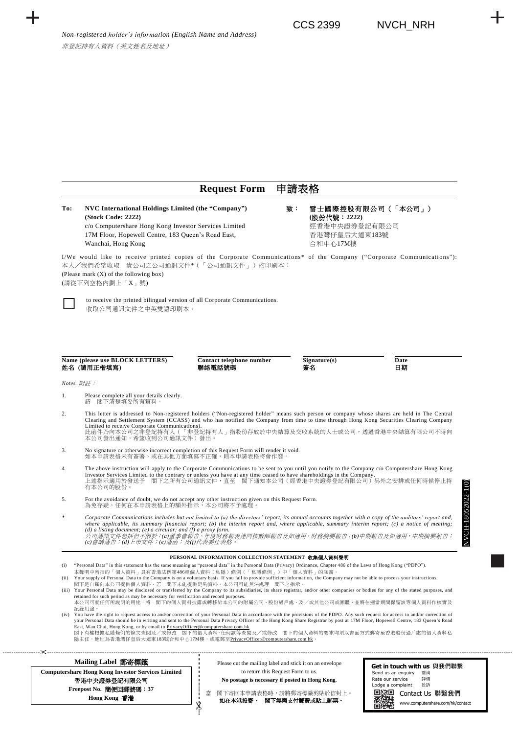CCS 2399 NVCH_NRH

*Non-registered holder's information (English Name and Address)*
*非登記持有人資料（英文姓名及地址）*

# Request Form 申請表格

**To: NVC International Holdings Limited (the "Company")**
**(Stock Code: 2222)**
c/o Computershare Hong Kong Investor Services Limited
17M Floor, Hopewell Centre, 183 Queen's Road East,
Wanchai, Hong Kong

**致： 雷士國際控股有限公司（「本公司」）**
**(股份代號：2222)**
經香港中央證券登記有限公司
香港灣仔皇后大道東183號
合和中心17M樓

I/We would like to receive printed copies of the Corporate Communications* of the Company ("Corporate Communications"):
本人╱我們希望收取 貴公司之公司通訊文件*（「公司通訊文件」）的印刷本：
(Please mark (X) of the following box)
(請從下列空格內劃上「X」號)

☐ to receive the printed bilingual version of all Corporate Communications.
收取公司通訊文件之中英雙語印刷本。

| Name (please use BLOCK LETTERS) 姓名 (請用正楷填寫) | Contact telephone number 聯絡電話號碼 | Signature(s) 簽名 | Date 日期 |
|---|---|---|---|
| | | | |

*Notes 附註：*

1. Please complete all your details clearly.
請 閣下清楚填妥所有資料。

2. This letter is addressed to Non-registered holders ("Non-registered holder" means such person or company whose shares are held in The Central Clearing and Settlement System (CCASS) and who has notified the Company from time to time through Hong Kong Securities Clearing Company Limited to receive Corporate Communications).
此函件乃向本公司之非登記持有人（「非登記持有人」指股份存放於中央結算及交收系統的人士或公司，透過香港中央結算有限公司不時向本公司發出通知，希望收到公司通訊文件）發出。

3. No signature or otherwise incorrect completion of this Request Form will render it void.
如本申請表格未有簽署、或在其他方面填寫不正確，則本申請表格將會作廢。

4. The above instruction will apply to the Corporate Communications to be sent to you until you notify to the Company c/o Computershare Hong Kong Investor Services Limited to the contrary or unless you have at any time ceased to have shareholdings in the Company.
上述指示適用於發送予 閣下之所有公司通訊文件，直至 閣下通知本公司（經香港中央證券登記有限公司）另外之安排或任何時候停止持有本公司的股份。

5. For the avoidance of doubt, we do not accept any other instruction given on this Request Form.
為免存疑，任何在本申請表格上的額外指示，本公司將不予處理。

\* *Corporate Communications includes but not limited to (a) the directors' report, its annual accounts together with a copy of the auditors' report and, where applicable, its summary financial report; (b) the interim report and, where applicable, summary interim report; (c) a notice of meeting; (d) a listing document; (e) a circular; and (f) a proxy form.*
*公司通訊文件包括但不限於：(a)董事會報告、年度財務報表連同核數師報告及如適用，財務摘要報告；(b)中期報告及如適用，中期摘要報告；(c)會議通告；(d)上市文件；(e)通函；及(f)代表委任表格。*

NVCH-18052022-1(0)

**PERSONAL INFORMATION COLLECTION STATEMENT 收集個人資料聲明**

(i) "Personal Data" in this statement has the same meaning as "personal data" in the Personal Data (Privacy) Ordinance, Chapter 486 of the Laws of Hong Kong ("PDPO").
本聲明中所指的「個人資料」具有香港法例第486章個人資料（私隱）條例（「私隱條例」）中「個人資料」的涵義。

(ii) Your supply of Personal Data to the Company is on a voluntary basis. If you fail to provide sufficient information, the Company may not be able to process your instructions.
閣下是自願向本公司提供個人資料。若 閣下未能提供足夠資料，本公司可能無法處理 閣下之指示。

(iii) Your Personal Data may be disclosed or transferred by the Company to its subsidiaries, its share registrar, and/or other companies or bodies for any of the stated purposes, and retained for such period as may be necessary for verification and record purposes.
本公司可就任何所說明的用途，將 閣下的個人資料披露或轉移給本公司的附屬公司、股份過戶處、及／或其他公司或團體，並將在適當期間保留該等個人資料作核實及紀錄用途。

(iv) You have the right to request access to and/or correction of your Personal Data in accordance with the provisions of the PDPO. Any such request for access to and/or correction of your Personal Data should be in writing and sent to the Personal Data Privacy Officer of the Hong Kong Share Registrar by post at 17M Floor, Hopewell Centre, 183 Queen's Road East, Wan Chai, Hong Kong, or by email to PrivacyOfficer@computershare.com.hk.
閣下有權根據私隱條例的條文查閱及／或修改 閣下的個人資料。任何該等查閱及／或修改 閣下的個人資料的要求均須以書面方式郵寄至香港股份過戶處的個人資料私隱主任，地址為香港灣仔皇后大道東183號合和中心17M樓，或電郵至PrivacyOfficer@computershare.com.hk。

**Mailing Label 郵寄標籤**

**Computershare Hong Kong Investor Services Limited**
**香港中央證券登記有限公司**
**Freepost No. 簡便回郵號碼：37**
**Hong Kong 香港**

Please cut the mailing label and stick it on an envelope to return this Request Form to us.
**No postage is necessary if posted in Hong Kong.**
當 閣下寄回本申請表格時，請將郵寄標籤剪貼於信封上。
**如在本港投寄， 閣下無需支付郵費或貼上郵票。**

**Get in touch with us 與我們聯繫**
Send us an enquiry 查詢
Rate our service 評價
Lodge a complaint 投訴
Contact Us 聯繫我們
www.computershare.com/hk/contact